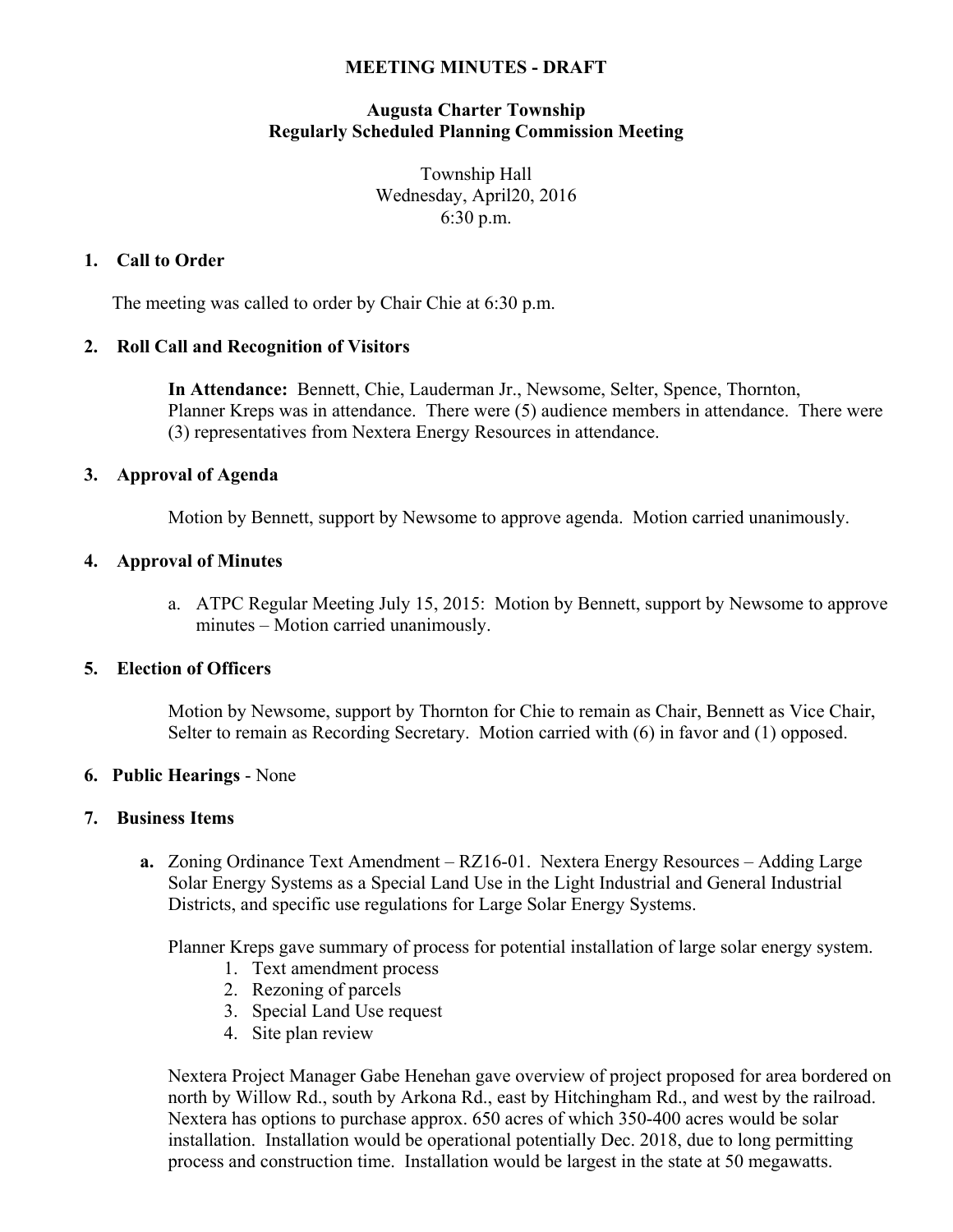# MEETING MINUTES - DRAFT

## Augusta Charter Township
## Regularly Scheduled Planning Commission Meeting

Township Hall
Wednesday, April20, 2016
6:30 p.m.

### 1. Call to Order

The meeting was called to order by Chair Chie at 6:30 p.m.

### 2. Roll Call and Recognition of Visitors

**In Attendance:** Bennett, Chie, Lauderman Jr., Newsome, Selter, Spence, Thornton, Planner Kreps was in attendance. There were (5) audience members in attendance. There were (3) representatives from Nextera Energy Resources in attendance.

### 3. Approval of Agenda

Motion by Bennett, support by Newsome to approve agenda. Motion carried unanimously.

### 4. Approval of Minutes

a. ATPC Regular Meeting July 15, 2015: Motion by Bennett, support by Newsome to approve minutes – Motion carried unanimously.

### 5. Election of Officers

Motion by Newsome, support by Thornton for Chie to remain as Chair, Bennett as Vice Chair, Selter to remain as Recording Secretary. Motion carried with (6) in favor and (1) opposed.

### 6. Public Hearings - None

### 7. Business Items

**a.** Zoning Ordinance Text Amendment – RZ16-01. Nextera Energy Resources – Adding Large Solar Energy Systems as a Special Land Use in the Light Industrial and General Industrial Districts, and specific use regulations for Large Solar Energy Systems.

Planner Kreps gave summary of process for potential installation of large solar energy system.

1. Text amendment process
2. Rezoning of parcels
3. Special Land Use request
4. Site plan review

Nextera Project Manager Gabe Henehan gave overview of project proposed for area bordered on north by Willow Rd., south by Arkona Rd., east by Hitchingham Rd., and west by the railroad. Nextera has options to purchase approx. 650 acres of which 350-400 acres would be solar installation. Installation would be operational potentially Dec. 2018, due to long permitting process and construction time. Installation would be largest in the state at 50 megawatts.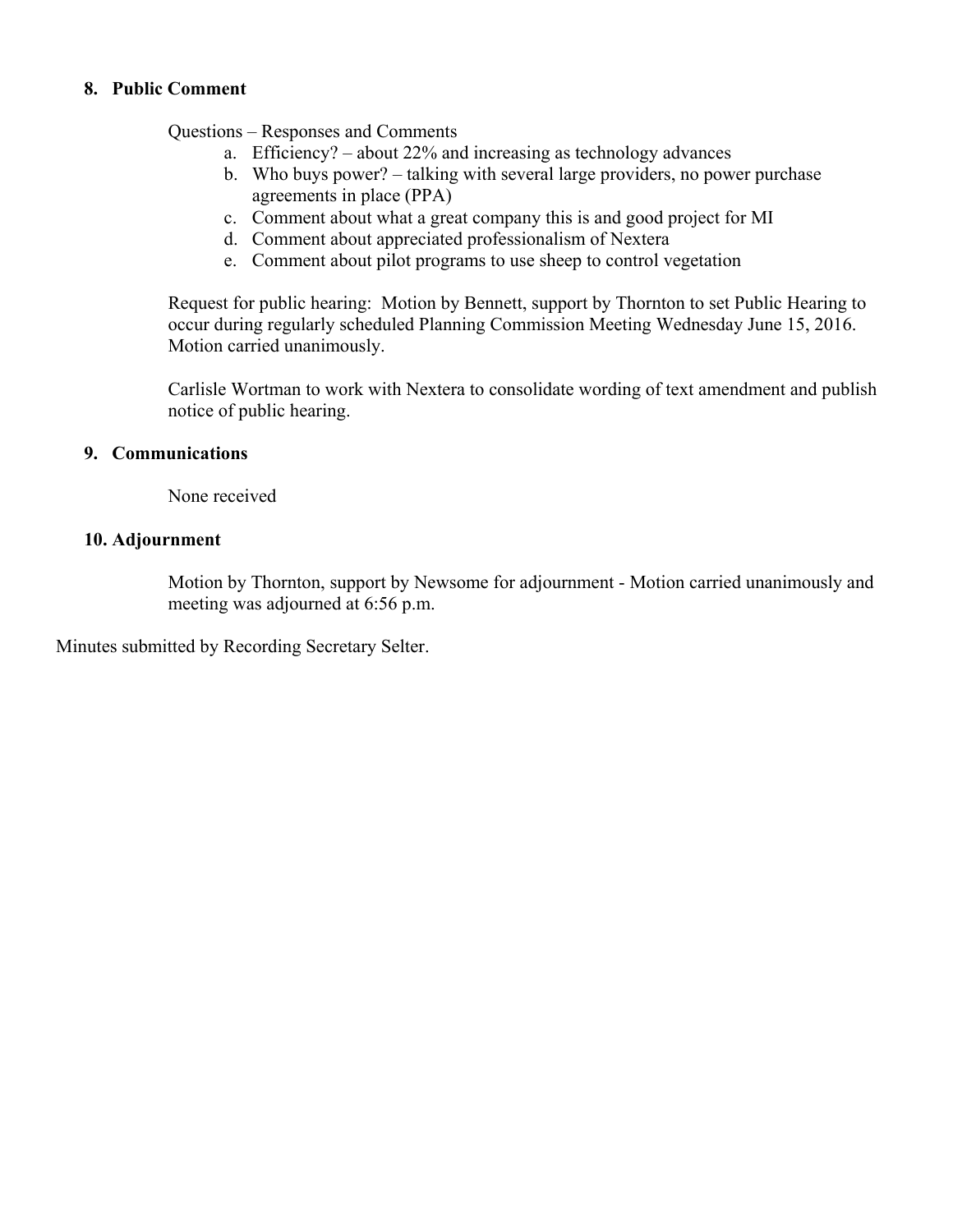**8. Public Comment**

Questions – Responses and Comments

a. Efficiency? – about 22% and increasing as technology advances
b. Who buys power? – talking with several large providers, no power purchase agreements in place (PPA)
c. Comment about what a great company this is and good project for MI
d. Comment about appreciated professionalism of Nextera
e. Comment about pilot programs to use sheep to control vegetation

Request for public hearing: Motion by Bennett, support by Thornton to set Public Hearing to occur during regularly scheduled Planning Commission Meeting Wednesday June 15, 2016. Motion carried unanimously.

Carlisle Wortman to work with Nextera to consolidate wording of text amendment and publish notice of public hearing.

**9. Communications**

None received

**10. Adjournment**

Motion by Thornton, support by Newsome for adjournment - Motion carried unanimously and meeting was adjourned at 6:56 p.m.

Minutes submitted by Recording Secretary Selter.